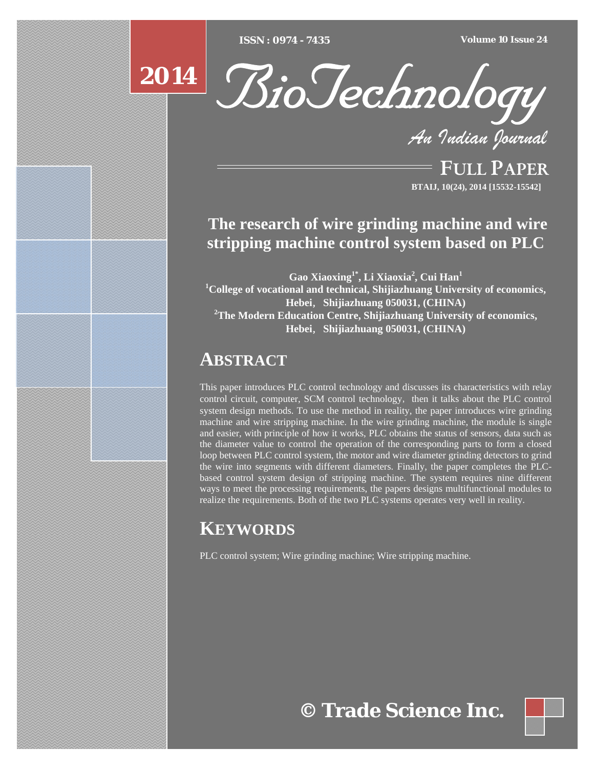ISSN : 0974 - 7435

Volume 10 Issue 24

2014

*BioTechnology*

*An Indian Journal*

FULL PAPER

BTAIJ, 10(24), 2014 [15532-15542]

# The research of wire grinding machine and wire stripping machine control system based on PLC

**Gao Xiaoxing[1*], Li Xiaoxia[2], Cui Han[1]**

**[1]College of vocational and technical, Shijiazhuang University of economics, Hebei，Shijiazhuang 050031, (CHINA)**

**[2]The Modern Education Centre, Shijiazhuang University of economics, Hebei，Shijiazhuang 050031, (CHINA)**

## ABSTRACT

This paper introduces PLC control technology and discusses its characteristics with relay control circuit, computer, SCM control technology，then it talks about the PLC control system design methods. To use the method in reality, the paper introduces wire grinding machine and wire stripping machine. In the wire grinding machine, the module is single and easier, with principle of how it works, PLC obtains the status of sensors, data such as the diameter value to control the operation of the corresponding parts to form a closed loop between PLC control system, the motor and wire diameter grinding detectors to grind the wire into segments with different diameters. Finally, the paper completes the PLC-based control system design of stripping machine. The system requires nine different ways to meet the processing requirements, the papers designs multifunctional modules to realize the requirements. Both of the two PLC systems operates very well in reality.

## KEYWORDS

PLC control system; Wire grinding machine; Wire stripping machine.

© Trade Science Inc.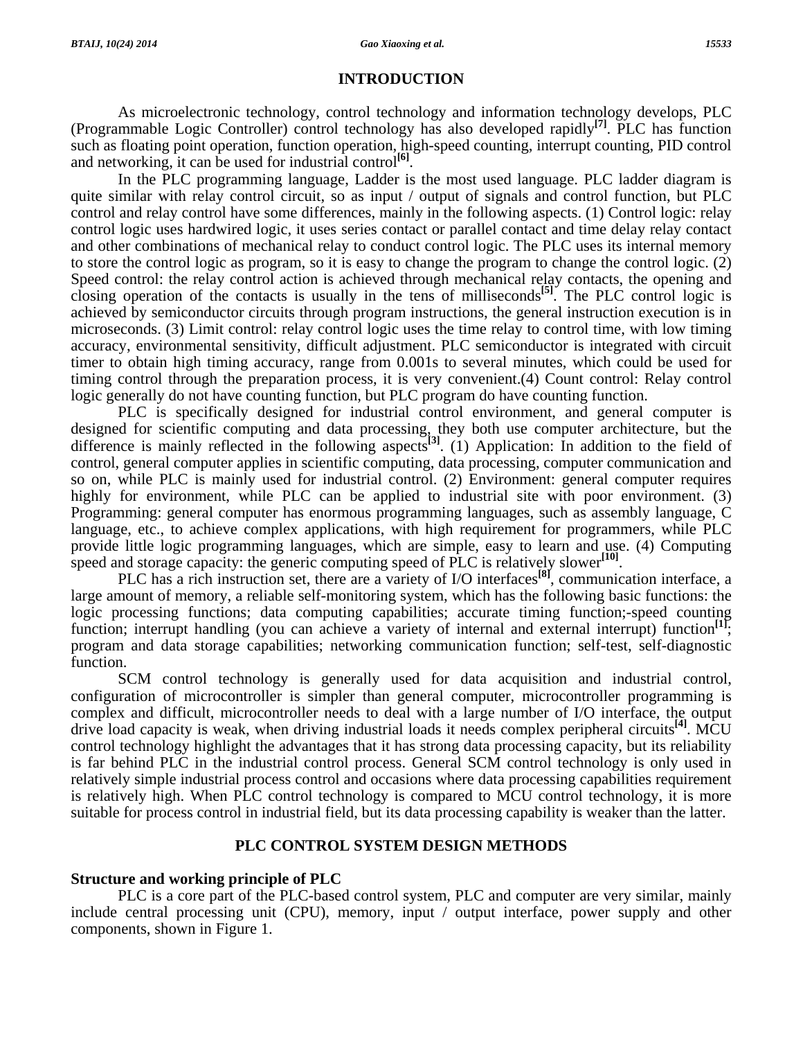## INTRODUCTION

As microelectronic technology, control technology and information technology develops, PLC (Programmable Logic Controller) control technology has also developed rapidly[7]. PLC has function such as floating point operation, function operation, high-speed counting, interrupt counting, PID control and networking, it can be used for industrial control[6].

In the PLC programming language, Ladder is the most used language. PLC ladder diagram is quite similar with relay control circuit, so as input / output of signals and control function, but PLC control and relay control have some differences, mainly in the following aspects. (1) Control logic: relay control logic uses hardwired logic, it uses series contact or parallel contact and time delay relay contact and other combinations of mechanical relay to conduct control logic. The PLC uses its internal memory to store the control logic as program, so it is easy to change the program to change the control logic. (2) Speed control: the relay control action is achieved through mechanical relay contacts, the opening and closing operation of the contacts is usually in the tens of milliseconds[5]. The PLC control logic is achieved by semiconductor circuits through program instructions, the general instruction execution is in microseconds. (3) Limit control: relay control logic uses the time relay to control time, with low timing accuracy, environmental sensitivity, difficult adjustment. PLC semiconductor is integrated with circuit timer to obtain high timing accuracy, range from 0.001s to several minutes, which could be used for timing control through the preparation process, it is very convenient.(4) Count control: Relay control logic generally do not have counting function, but PLC program do have counting function.

PLC is specifically designed for industrial control environment, and general computer is designed for scientific computing and data processing, they both use computer architecture, but the difference is mainly reflected in the following aspects[3]. (1) Application: In addition to the field of control, general computer applies in scientific computing, data processing, computer communication and so on, while PLC is mainly used for industrial control. (2) Environment: general computer requires highly for environment, while PLC can be applied to industrial site with poor environment. (3) Programming: general computer has enormous programming languages, such as assembly language, C language, etc., to achieve complex applications, with high requirement for programmers, while PLC provide little logic programming languages, which are simple, easy to learn and use. (4) Computing speed and storage capacity: the generic computing speed of PLC is relatively slower[10].

PLC has a rich instruction set, there are a variety of I/O interfaces[8], communication interface, a large amount of memory, a reliable self-monitoring system, which has the following basic functions: the logic processing functions; data computing capabilities; accurate timing function;-speed counting function; interrupt handling (you can achieve a variety of internal and external interrupt) function[1]; program and data storage capabilities; networking communication function; self-test, self-diagnostic function.

SCM control technology is generally used for data acquisition and industrial control, configuration of microcontroller is simpler than general computer, microcontroller programming is complex and difficult, microcontroller needs to deal with a large number of I/O interface, the output drive load capacity is weak, when driving industrial loads it needs complex peripheral circuits[4]. MCU control technology highlight the advantages that it has strong data processing capacity, but its reliability is far behind PLC in the industrial control process. General SCM control technology is only used in relatively simple industrial process control and occasions where data processing capabilities requirement is relatively high. When PLC control technology is compared to MCU control technology, it is more suitable for process control in industrial field, but its data processing capability is weaker than the latter.

## PLC CONTROL SYSTEM DESIGN METHODS

### Structure and working principle of PLC

PLC is a core part of the PLC-based control system, PLC and computer are very similar, mainly include central processing unit (CPU), memory, input / output interface, power supply and other components, shown in Figure 1.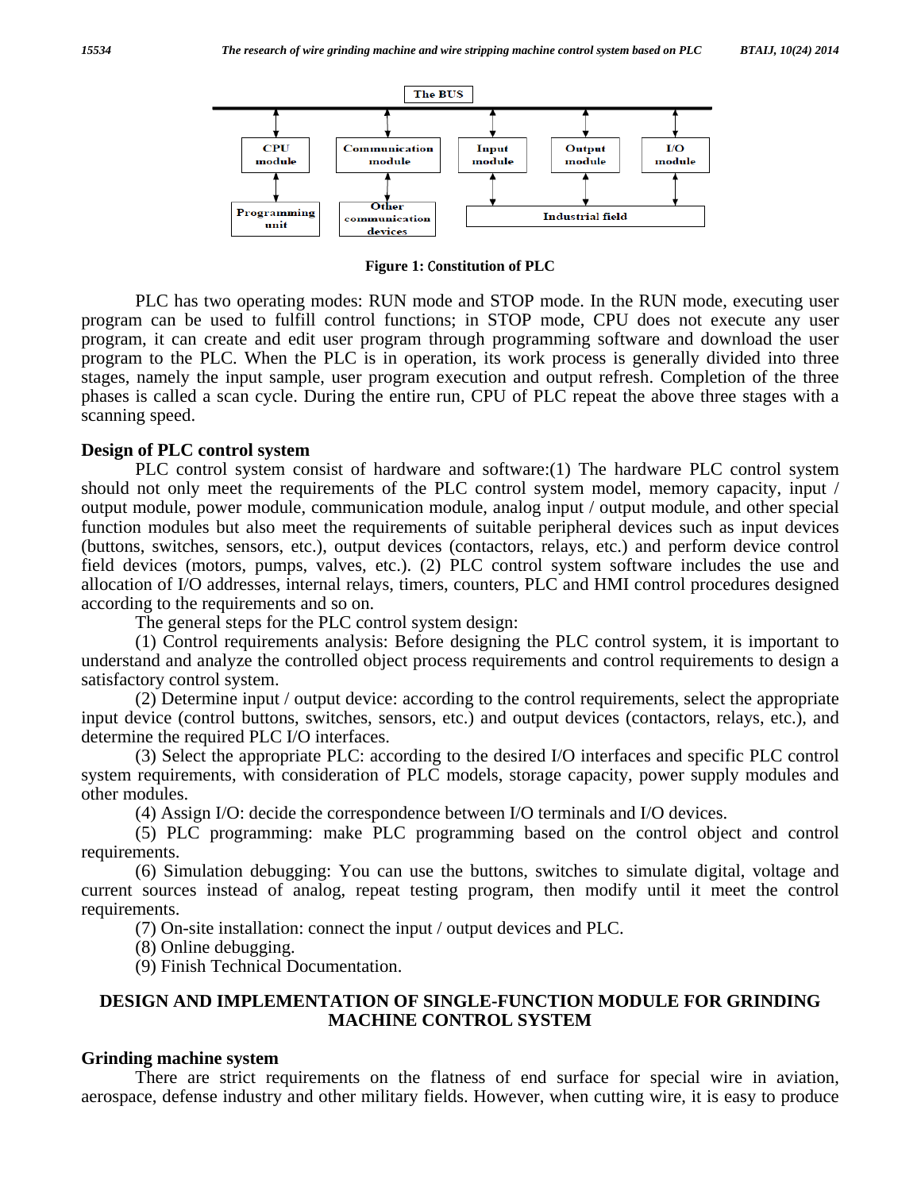The BUS

CPU module

Communication module

Input module

Output module

I/O module

Programming unit

Other communication devices

Industrial field

**Figure 1: Constitution of PLC**

PLC has two operating modes: RUN mode and STOP mode. In the RUN mode, executing user program can be used to fulfill control functions; in STOP mode, CPU does not execute any user program, it can create and edit user program through programming software and download the user program to the PLC. When the PLC is in operation, its work process is generally divided into three stages, namely the input sample, user program execution and output refresh. Completion of the three phases is called a scan cycle. During the entire run, CPU of PLC repeat the above three stages with a scanning speed.

### Design of PLC control system

PLC control system consist of hardware and software:(1) The hardware PLC control system should not only meet the requirements of the PLC control system model, memory capacity, input / output module, power module, communication module, analog input / output module, and other special function modules but also meet the requirements of suitable peripheral devices such as input devices (buttons, switches, sensors, etc.), output devices (contactors, relays, etc.) and perform device control field devices (motors, pumps, valves, etc.). (2) PLC control system software includes the use and allocation of I/O addresses, internal relays, timers, counters, PLC and HMI control procedures designed according to the requirements and so on.

The general steps for the PLC control system design:

(1) Control requirements analysis: Before designing the PLC control system, it is important to understand and analyze the controlled object process requirements and control requirements to design a satisfactory control system.

(2) Determine input / output device: according to the control requirements, select the appropriate input device (control buttons, switches, sensors, etc.) and output devices (contactors, relays, etc.), and determine the required PLC I/O interfaces.

(3) Select the appropriate PLC: according to the desired I/O interfaces and specific PLC control system requirements, with consideration of PLC models, storage capacity, power supply modules and other modules.

(4) Assign I/O: decide the correspondence between I/O terminals and I/O devices.

(5) PLC programming: make PLC programming based on the control object and control requirements.

(6) Simulation debugging: You can use the buttons, switches to simulate digital, voltage and current sources instead of analog, repeat testing program, then modify until it meet the control requirements.

(7) On-site installation: connect the input / output devices and PLC.

(8) Online debugging.

(9) Finish Technical Documentation.

## DESIGN AND IMPLEMENTATION OF SINGLE-FUNCTION MODULE FOR GRINDING MACHINE CONTROL SYSTEM

### Grinding machine system

There are strict requirements on the flatness of end surface for special wire in aviation, aerospace, defense industry and other military fields. However, when cutting wire, it is easy to produce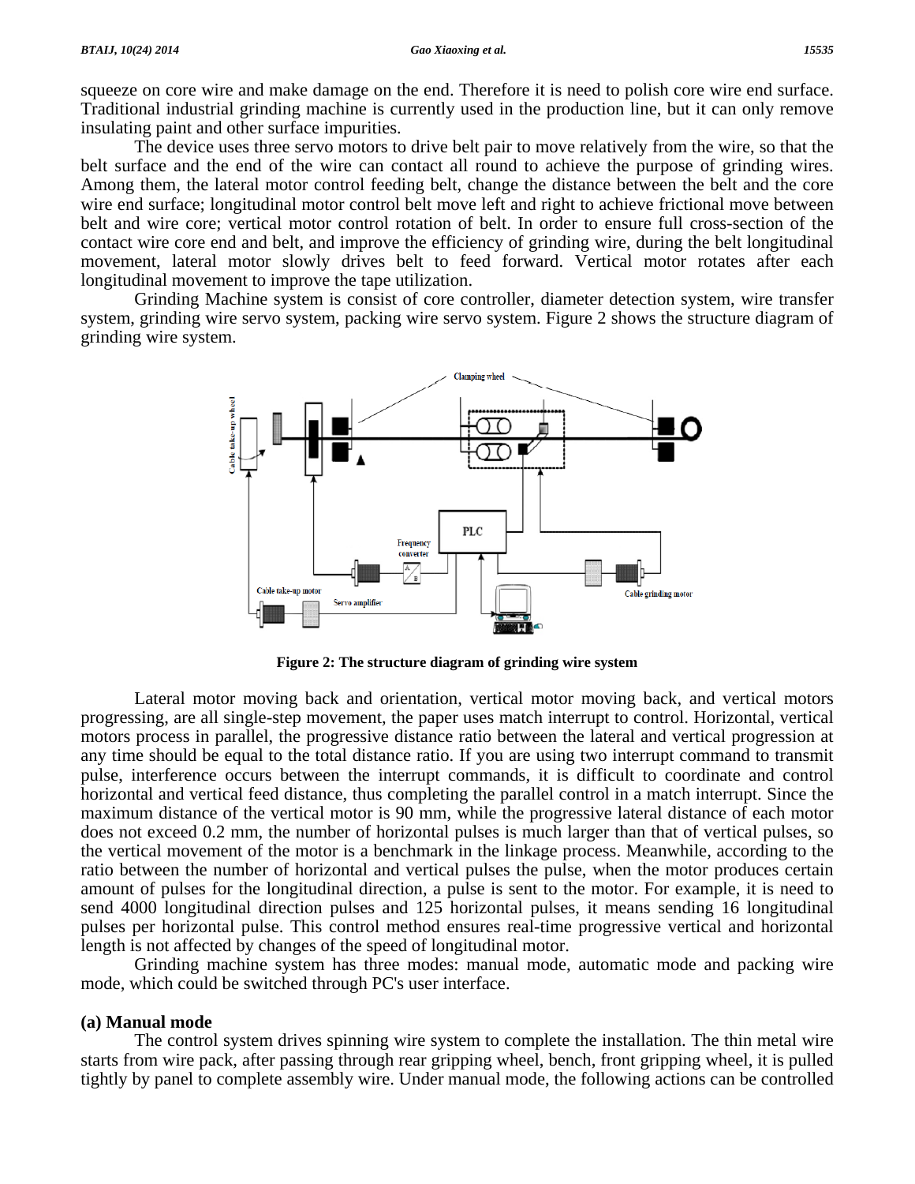squeeze on core wire and make damage on the end. Therefore it is need to polish core wire end surface. Traditional industrial grinding machine is currently used in the production line, but it can only remove insulating paint and other surface impurities.

The device uses three servo motors to drive belt pair to move relatively from the wire, so that the belt surface and the end of the wire can contact all round to achieve the purpose of grinding wires. Among them, the lateral motor control feeding belt, change the distance between the belt and the core wire end surface; longitudinal motor control belt move left and right to achieve frictional move between belt and wire core; vertical motor control rotation of belt. In order to ensure full cross-section of the contact wire core end and belt, and improve the efficiency of grinding wire, during the belt longitudinal movement, lateral motor slowly drives belt to feed forward. Vertical motor rotates after each longitudinal movement to improve the tape utilization.

Grinding Machine system is consist of core controller, diameter detection system, wire transfer system, grinding wire servo system, packing wire servo system. Figure 2 shows the structure diagram of grinding wire system.

**Figure 2: The structure diagram of grinding wire system**

Lateral motor moving back and orientation, vertical motor moving back, and vertical motors progressing, are all single-step movement, the paper uses match interrupt to control. Horizontal, vertical motors process in parallel, the progressive distance ratio between the lateral and vertical progression at any time should be equal to the total distance ratio. If you are using two interrupt command to transmit pulse, interference occurs between the interrupt commands, it is difficult to coordinate and control horizontal and vertical feed distance, thus completing the parallel control in a match interrupt. Since the maximum distance of the vertical motor is 90 mm, while the progressive lateral distance of each motor does not exceed 0.2 mm, the number of horizontal pulses is much larger than that of vertical pulses, so the vertical movement of the motor is a benchmark in the linkage process. Meanwhile, according to the ratio between the number of horizontal and vertical pulses the pulse, when the motor produces certain amount of pulses for the longitudinal direction, a pulse is sent to the motor. For example, it is need to send 4000 longitudinal direction pulses and 125 horizontal pulses, it means sending 16 longitudinal pulses per horizontal pulse. This control method ensures real-time progressive vertical and horizontal length is not affected by changes of the speed of longitudinal motor.

Grinding machine system has three modes: manual mode, automatic mode and packing wire mode, which could be switched through PC's user interface.

### (a) Manual mode

The control system drives spinning wire system to complete the installation. The thin metal wire starts from wire pack, after passing through rear gripping wheel, bench, front gripping wheel, it is pulled tightly by panel to complete assembly wire. Under manual mode, the following actions can be controlled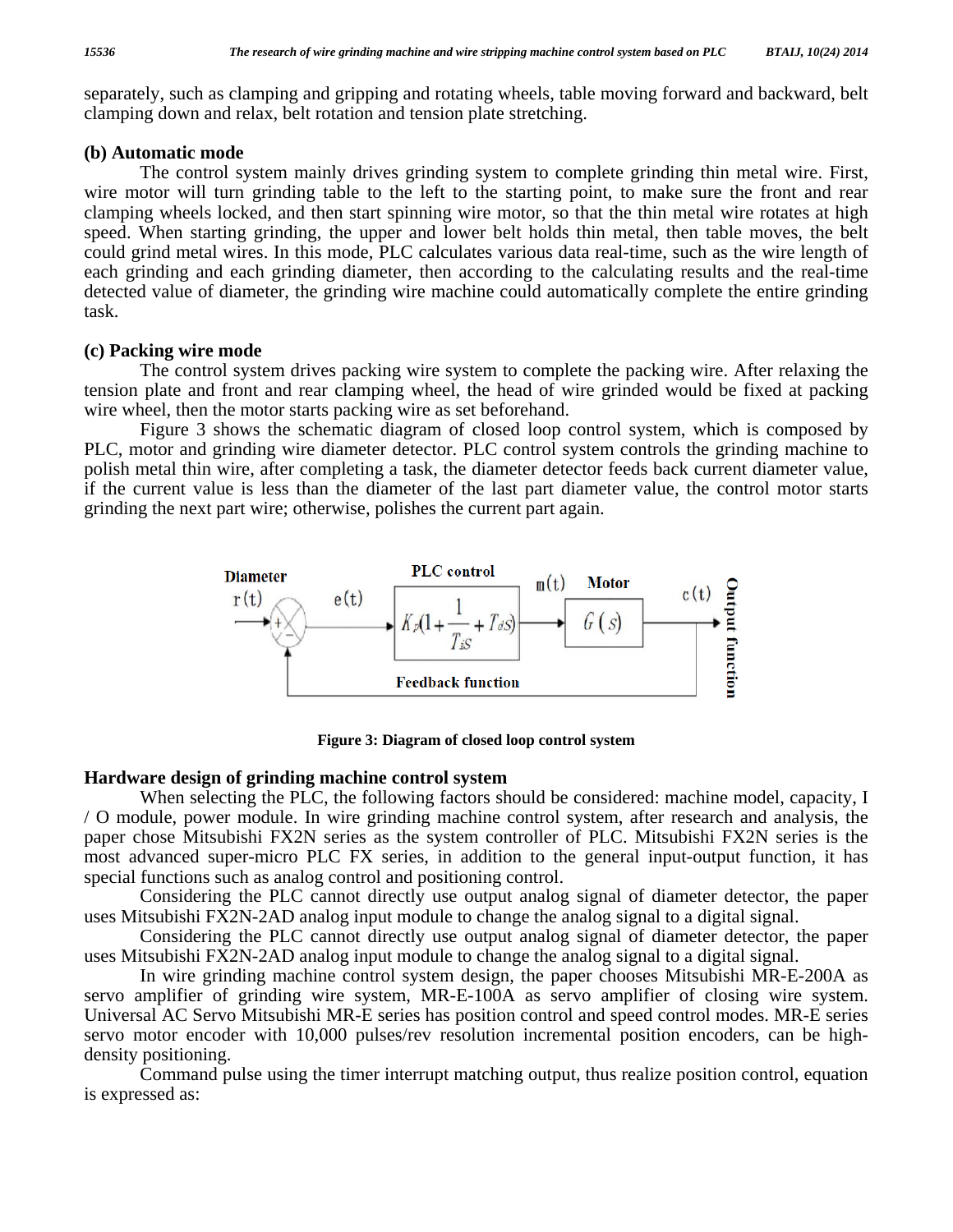separately, such as clamping and gripping and rotating wheels, table moving forward and backward, belt clamping down and relax, belt rotation and tension plate stretching.

**(b) Automatic mode**

The control system mainly drives grinding system to complete grinding thin metal wire. First, wire motor will turn grinding table to the left to the starting point, to make sure the front and rear clamping wheels locked, and then start spinning wire motor, so that the thin metal wire rotates at high speed. When starting grinding, the upper and lower belt holds thin metal, then table moves, the belt could grind metal wires. In this mode, PLC calculates various data real-time, such as the wire length of each grinding and each grinding diameter, then according to the calculating results and the real-time detected value of diameter, the grinding wire machine could automatically complete the entire grinding task.

**(c) Packing wire mode**

The control system drives packing wire system to complete the packing wire. After relaxing the tension plate and front and rear clamping wheel, the head of wire grinded would be fixed at packing wire wheel, then the motor starts packing wire as set beforehand.

Figure 3 shows the schematic diagram of closed loop control system, which is composed by PLC, motor and grinding wire diameter detector. PLC control system controls the grinding machine to polish metal thin wire, after completing a task, the diameter detector feeds back current diameter value, if the current value is less than the diameter of the last part diameter value, the control motor starts grinding the next part wire; otherwise, polishes the current part again.

Diameter
$r(t)$
$e(t)$
PLC control
$K_p(1+\frac{1}{T_i s}+T_d s)$
$m(t)$
Motor
$G(s)$
$c(t)$
Output function
Feedback function

**Figure 3: Diagram of closed loop control system**

## Hardware design of grinding machine control system

When selecting the PLC, the following factors should be considered: machine model, capacity, I / O module, power module. In wire grinding machine control system, after research and analysis, the paper chose Mitsubishi FX2N series as the system controller of PLC. Mitsubishi FX2N series is the most advanced super-micro PLC FX series, in addition to the general input-output function, it has special functions such as analog control and positioning control.

Considering the PLC cannot directly use output analog signal of diameter detector, the paper uses Mitsubishi FX2N-2AD analog input module to change the analog signal to a digital signal.

Considering the PLC cannot directly use output analog signal of diameter detector, the paper uses Mitsubishi FX2N-2AD analog input module to change the analog signal to a digital signal.

In wire grinding machine control system design, the paper chooses Mitsubishi MR-E-200A as servo amplifier of grinding wire system, MR-E-100A as servo amplifier of closing wire system. Universal AC Servo Mitsubishi MR-E series has position control and speed control modes. MR-E series servo motor encoder with 10,000 pulses/rev resolution incremental position encoders, can be high-density positioning.

Command pulse using the timer interrupt matching output, thus realize position control, equation is expressed as: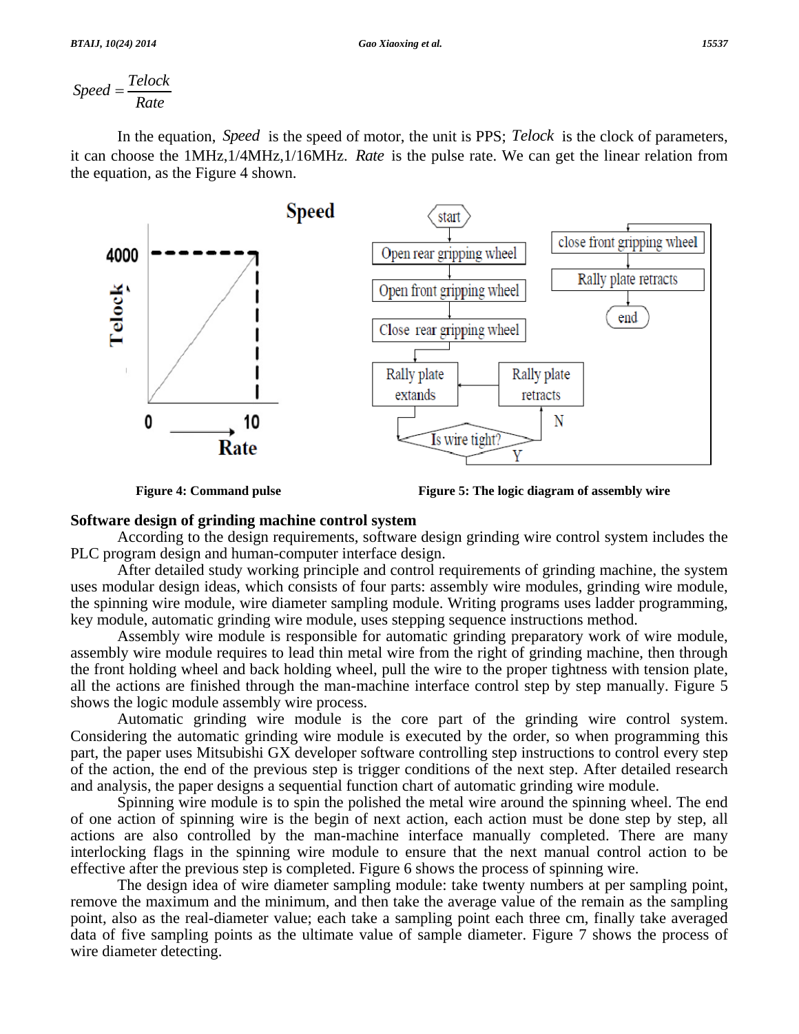$$Speed = \frac{Telock}{Rate}$$

In the equation, $Speed$ is the speed of motor, the unit is PPS; $Telock$ is the clock of parameters, it can choose the 1MHz,1/4MHz,1/16MHz. $Rate$ is the pulse rate. We can get the linear relation from the equation, as the Figure 4 shown.

Speed

4000

Telock

0

10

Rate

**Figure 4: Command pulse**

start

Open rear gripping wheel

Open front gripping wheel

Close rear gripping wheel

Rally plate extands

Rally plate retracts

Is wire tight?

N

Y

close front gripping wheel

Rally plate retracts

end

**Figure 5: The logic diagram of assembly wire**

## Software design of grinding machine control system

According to the design requirements, software design grinding wire control system includes the PLC program design and human-computer interface design.

After detailed study working principle and control requirements of grinding machine, the system uses modular design ideas, which consists of four parts: assembly wire modules, grinding wire module, the spinning wire module, wire diameter sampling module. Writing programs uses ladder programming, key module, automatic grinding wire module, uses stepping sequence instructions method.

Assembly wire module is responsible for automatic grinding preparatory work of wire module, assembly wire module requires to lead thin metal wire from the right of grinding machine, then through the front holding wheel and back holding wheel, pull the wire to the proper tightness with tension plate, all the actions are finished through the man-machine interface control step by step manually. Figure 5 shows the logic module assembly wire process.

Automatic grinding wire module is the core part of the grinding wire control system. Considering the automatic grinding wire module is executed by the order, so when programming this part, the paper uses Mitsubishi GX developer software controlling step instructions to control every step of the action, the end of the previous step is trigger conditions of the next step. After detailed research and analysis, the paper designs a sequential function chart of automatic grinding wire module.

Spinning wire module is to spin the polished the metal wire around the spinning wheel. The end of one action of spinning wire is the begin of next action, each action must be done step by step, all actions are also controlled by the man-machine interface manually completed. There are many interlocking flags in the spinning wire module to ensure that the next manual control action to be effective after the previous step is completed. Figure 6 shows the process of spinning wire.

The design idea of wire diameter sampling module: take twenty numbers at per sampling point, remove the maximum and the minimum, and then take the average value of the remain as the sampling point, also as the real-diameter value; each take a sampling point each three cm, finally take averaged data of five sampling points as the ultimate value of sample diameter. Figure 7 shows the process of wire diameter detecting.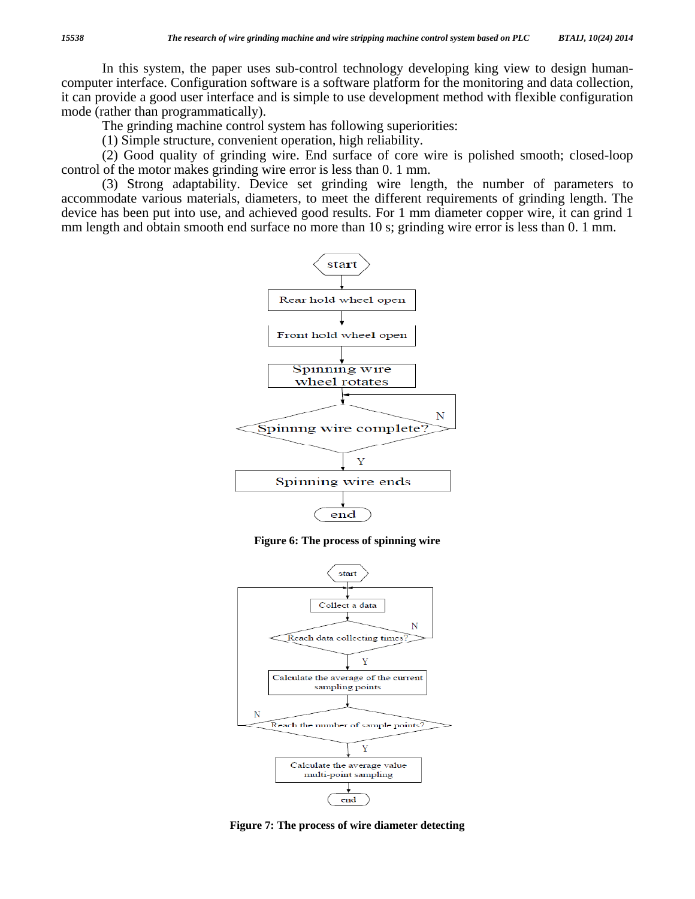In this system, the paper uses sub-control technology developing king view to design human-computer interface. Configuration software is a software platform for the monitoring and data collection, it can provide a good user interface and is simple to use development method with flexible configuration mode (rather than programmatically).

The grinding machine control system has following superiorities:

(1) Simple structure, convenient operation, high reliability.

(2) Good quality of grinding wire. End surface of core wire is polished smooth; closed-loop control of the motor makes grinding wire error is less than 0. 1 mm.

(3) Strong adaptability. Device set grinding wire length, the number of parameters to accommodate various materials, diameters, to meet the different requirements of grinding length. The device has been put into use, and achieved good results. For 1 mm diameter copper wire, it can grind 1 mm length and obtain smooth end surface no more than 10 s; grinding wire error is less than 0. 1 mm.

start

Rear hold wheel open

Front hold wheel open

Spinning wire wheel rotates

Spinnng wire complete?

N

Y

Spinning wire ends

end

**Figure 6: The process of spinning wire**

start

Collect a data

Reach data collecting times?

N

Y

Calculate the average of the current sampling points

Reach the number of sample points?

N

Y

Calculate the average value multi-point sampling

end

**Figure 7: The process of wire diameter detecting**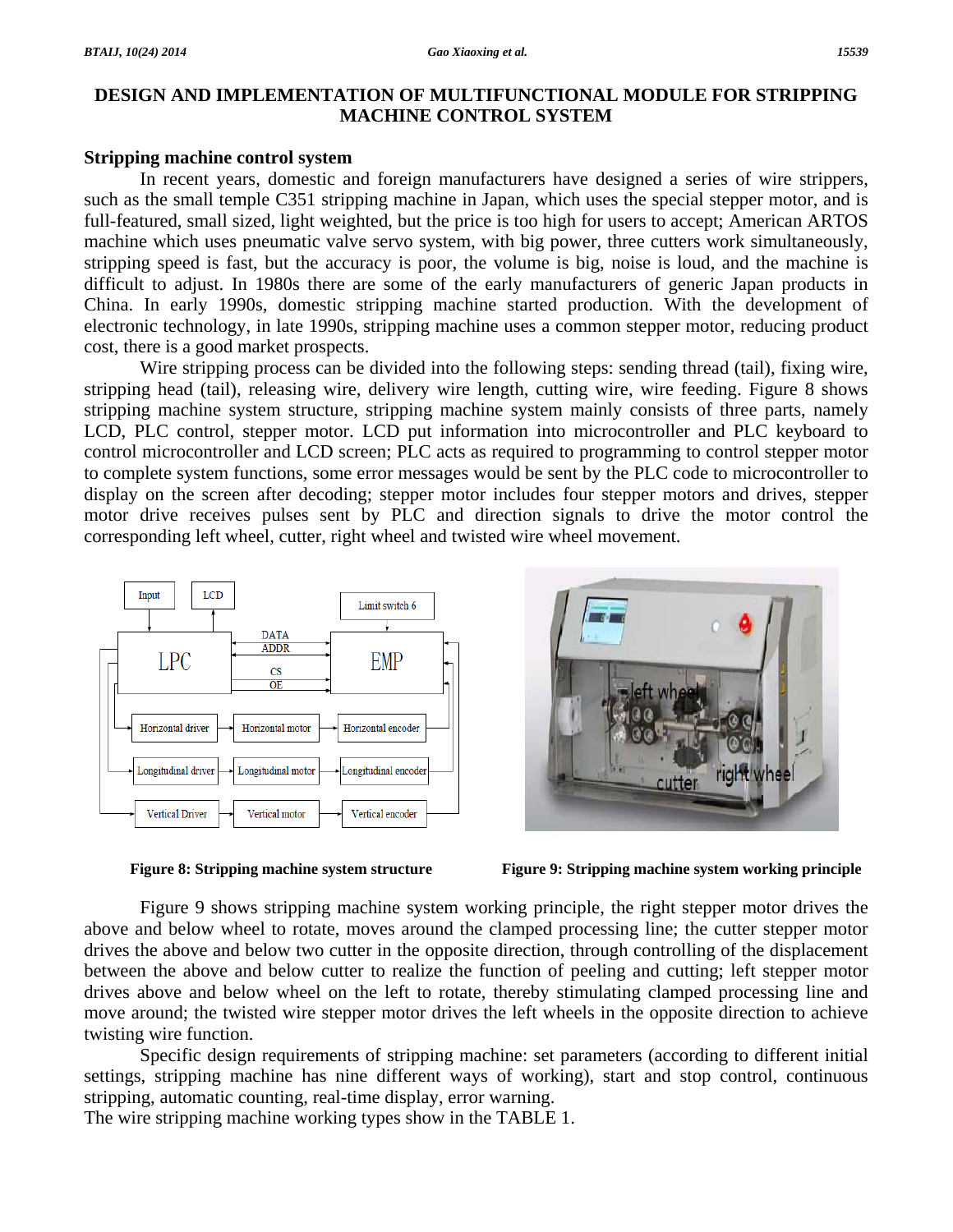## DESIGN AND IMPLEMENTATION OF MULTIFUNCTIONAL MODULE FOR STRIPPING MACHINE CONTROL SYSTEM

### Stripping machine control system

In recent years, domestic and foreign manufacturers have designed a series of wire strippers, such as the small temple C351 stripping machine in Japan, which uses the special stepper motor, and is full-featured, small sized, light weighted, but the price is too high for users to accept; American ARTOS machine which uses pneumatic valve servo system, with big power, three cutters work simultaneously, stripping speed is fast, but the accuracy is poor, the volume is big, noise is loud, and the machine is difficult to adjust. In 1980s there are some of the early manufacturers of generic Japan products in China. In early 1990s, domestic stripping machine started production. With the development of electronic technology, in late 1990s, stripping machine uses a common stepper motor, reducing product cost, there is a good market prospects.

Wire stripping process can be divided into the following steps: sending thread (tail), fixing wire, stripping head (tail), releasing wire, delivery wire length, cutting wire, wire feeding. Figure 8 shows stripping machine system structure, stripping machine system mainly consists of three parts, namely LCD, PLC control, stepper motor. LCD put information into microcontroller and PLC keyboard to control microcontroller and LCD screen; PLC acts as required to programming to control stepper motor to complete system functions, some error messages would be sent by the PLC code to microcontroller to display on the screen after decoding; stepper motor includes four stepper motors and drives, stepper motor drive receives pulses sent by PLC and direction signals to drive the motor control the corresponding left wheel, cutter, right wheel and twisted wire wheel movement.

Input
LCD
Limit switch 6
LPC
DATA
ADDR
CS
OE
EMP
Horizontal driver
Horizontal motor
Horizontal encoder
Longitudinal driver
Longitudinal motor
Longitudinal encoder
Vertical Driver
Vertical motor
Vertical encoder

**Figure 8: Stripping machine system structure**

left wheel
cutter
right wheel

**Figure 9: Stripping machine system working principle**

Figure 9 shows stripping machine system working principle, the right stepper motor drives the above and below wheel to rotate, moves around the clamped processing line; the cutter stepper motor drives the above and below two cutter in the opposite direction, through controlling of the displacement between the above and below cutter to realize the function of peeling and cutting; left stepper motor drives above and below wheel on the left to rotate, thereby stimulating clamped processing line and move around; the twisted wire stepper motor drives the left wheels in the opposite direction to achieve twisting wire function.

Specific design requirements of stripping machine: set parameters (according to different initial settings, stripping machine has nine different ways of working), start and stop control, continuous stripping, automatic counting, real-time display, error warning.

The wire stripping machine working types show in the TABLE 1.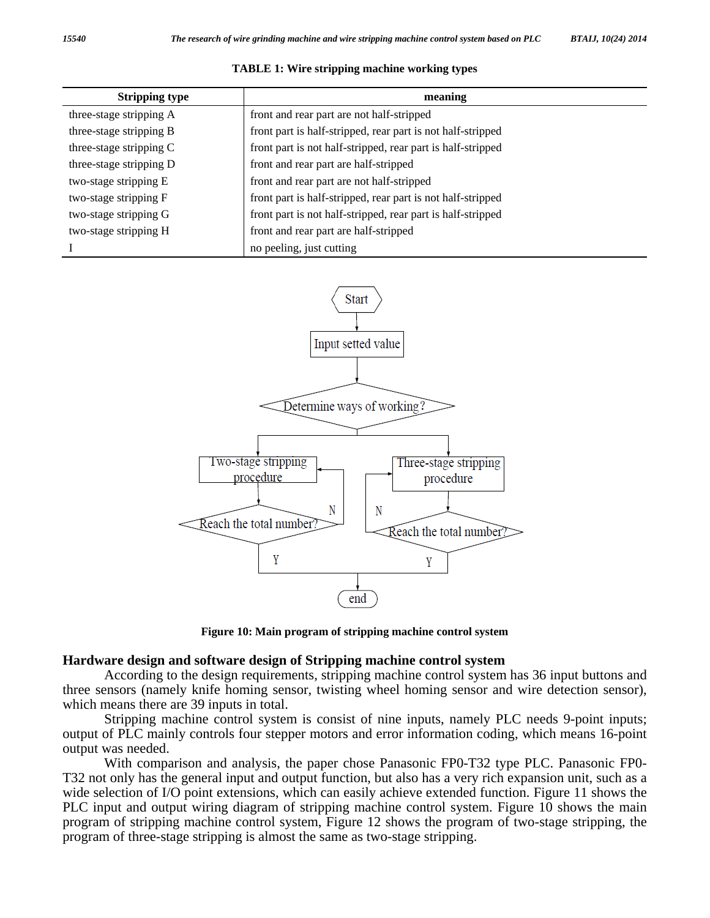**TABLE 1: Wire stripping machine working types**

| Stripping type | meaning |
|---|---|
| three-stage stripping A | front and rear part are not half-stripped |
| three-stage stripping B | front part is half-stripped, rear part is not half-stripped |
| three-stage stripping C | front part is not half-stripped, rear part is half-stripped |
| three-stage stripping D | front and rear part are half-stripped |
| two-stage stripping E | front and rear part are not half-stripped |
| two-stage stripping F | front part is half-stripped, rear part is not half-stripped |
| two-stage stripping G | front part is not half-stripped, rear part is half-stripped |
| two-stage stripping H | front and rear part are half-stripped |
| I | no peeling, just cutting |

Start

Input setted value

Determine ways of working?

Two-stage stripping procedure

Three-stage stripping procedure

Reach the total number?

N

Y

Reach the total number?

N

Y

end

**Figure 10: Main program of stripping machine control system**

## Hardware design and software design of Stripping machine control system

According to the design requirements, stripping machine control system has 36 input buttons and three sensors (namely knife homing sensor, twisting wheel homing sensor and wire detection sensor), which means there are 39 inputs in total.

Stripping machine control system is consist of nine inputs, namely PLC needs 9-point inputs; output of PLC mainly controls four stepper motors and error information coding, which means 16-point output was needed.

With comparison and analysis, the paper chose Panasonic FP0-T32 type PLC. Panasonic FP0-T32 not only has the general input and output function, but also has a very rich expansion unit, such as a wide selection of I/O point extensions, which can easily achieve extended function. Figure 11 shows the PLC input and output wiring diagram of stripping machine control system. Figure 10 shows the main program of stripping machine control system, Figure 12 shows the program of two-stage stripping, the program of three-stage stripping is almost the same as two-stage stripping.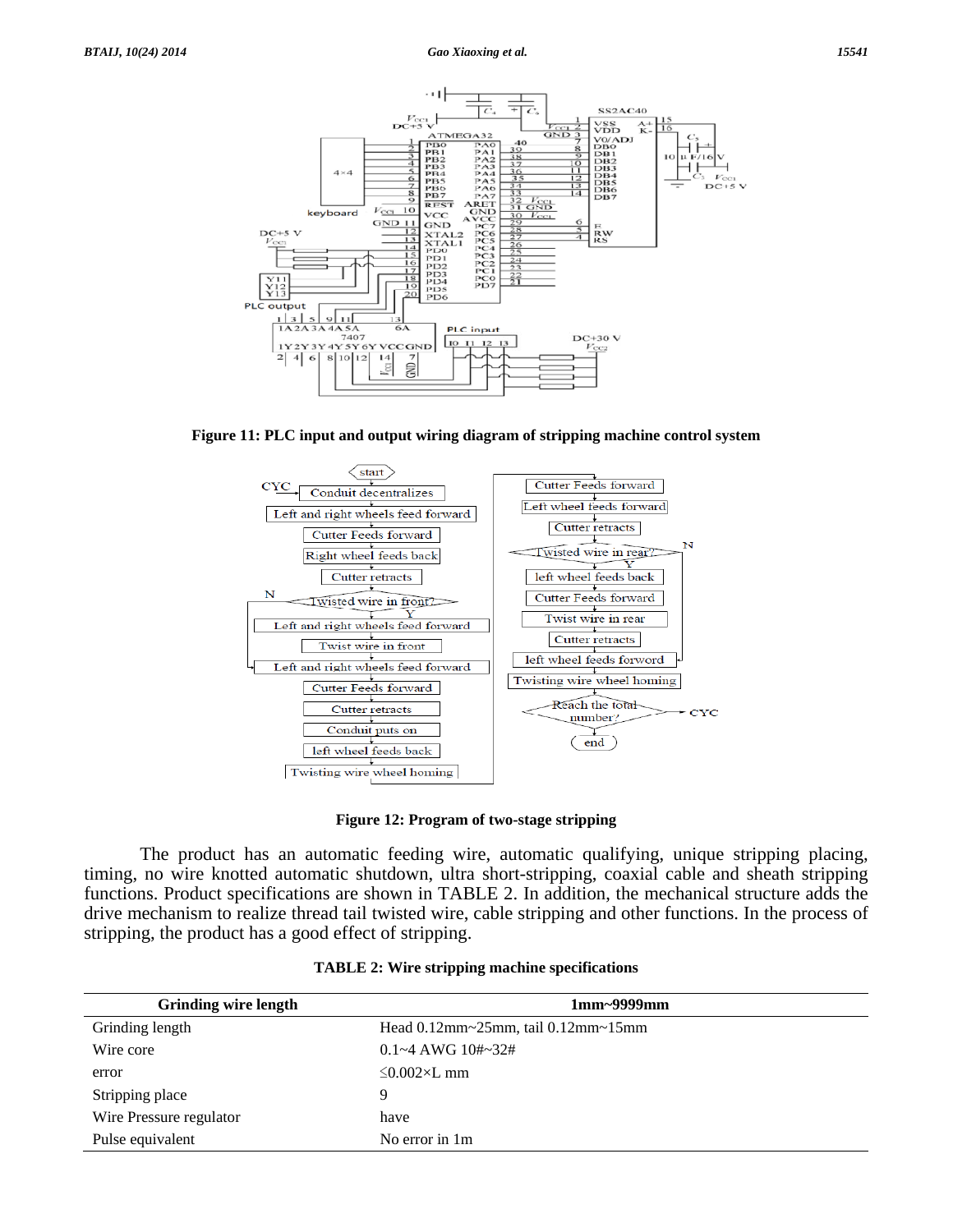**Figure 11: PLC input and output wiring diagram of stripping machine control system**

**Figure 12: Program of two-stage stripping**

The product has an automatic feeding wire, automatic qualifying, unique stripping placing, timing, no wire knotted automatic shutdown, ultra short-stripping, coaxial cable and sheath stripping functions. Product specifications are shown in TABLE 2. In addition, the mechanical structure adds the drive mechanism to realize thread tail twisted wire, cable stripping and other functions. In the process of stripping, the product has a good effect of stripping.

**TABLE 2: Wire stripping machine specifications**

| Grinding wire length | 1mm~9999mm |
|---|---|
| Grinding length | Head 0.12mm~25mm, tail 0.12mm~15mm |
| Wire core | 0.1~4 AWG 10#~32# |
| error | ≤0.002×L mm |
| Stripping place | 9 |
| Wire Pressure regulator | have |
| Pulse equivalent | No error in 1m |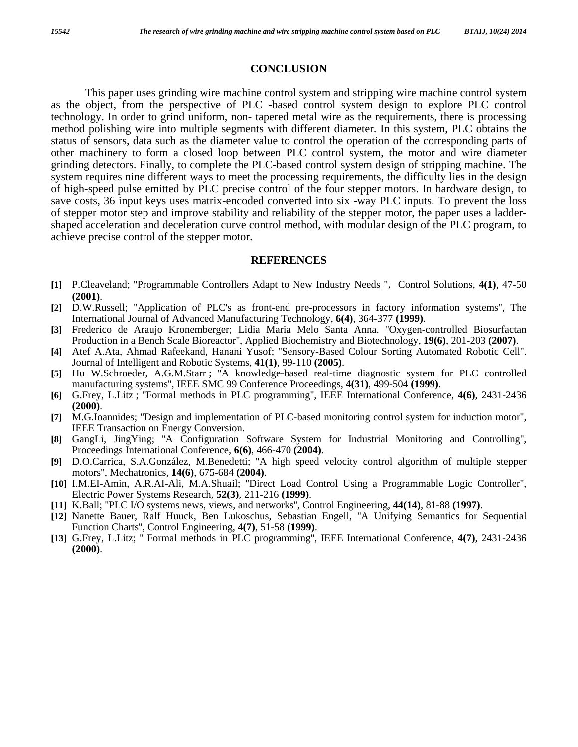## CONCLUSION

This paper uses grinding wire machine control system and stripping wire machine control system as the object, from the perspective of PLC -based control system design to explore PLC control technology. In order to grind uniform, non- tapered metal wire as the requirements, there is processing method polishing wire into multiple segments with different diameter. In this system, PLC obtains the status of sensors, data such as the diameter value to control the operation of the corresponding parts of other machinery to form a closed loop between PLC control system, the motor and wire diameter grinding detectors. Finally, to complete the PLC-based control system design of stripping machine. The system requires nine different ways to meet the processing requirements, the difficulty lies in the design of high-speed pulse emitted by PLC precise control of the four stepper motors. In hardware design, to save costs, 36 input keys uses matrix-encoded converted into six -way PLC inputs. To prevent the loss of stepper motor step and improve stability and reliability of the stepper motor, the paper uses a ladder-shaped acceleration and deceleration curve control method, with modular design of the PLC program, to achieve precise control of the stepper motor.

## REFERENCES

**[1]** P.Cleaveland; "Programmable Controllers Adapt to New Industry Needs ", Control Solutions, **4(1)**, 47-50 **(2001)**.

**[2]** D.W.Russell; "Application of PLC's as front-end pre-processors in factory information systems", The International Journal of Advanced Manufacturing Technology, **6(4)**, 364-377 **(1999)**.

**[3]** Frederico de Araujo Kronemberger; Lidia Maria Melo Santa Anna. "Oxygen-controlled Biosurfactan Production in a Bench Scale Bioreactor", Applied Biochemistry and Biotechnology, **19(6)**, 201-203 **(2007)**.

**[4]** Atef A.Ata, Ahmad Rafeekand, Hanani Yusof; "Sensory-Based Colour Sorting Automated Robotic Cell". Journal of Intelligent and Robotic Systems, **41(1)**, 99-110 **(2005)**.

**[5]** Hu W.Schroeder, A.G.M.Starr ; "A knowledge-based real-time diagnostic system for PLC controlled manufacturing systems", IEEE SMC 99 Conference Proceedings, **4(31)**, 499-504 **(1999)**.

**[6]** G.Frey, L.Litz ; "Formal methods in PLC programming", IEEE International Conference, **4(6)**, 2431-2436 **(2000)**.

**[7]** M.G.Ioannides; "Design and implementation of PLC-based monitoring control system for induction motor", IEEE Transaction on Energy Conversion.

**[8]** GangLi, JingYing; "A Configuration Software System for Industrial Monitoring and Controlling", Proceedings International Conference, **6(6)**, 466-470 **(2004)**.

**[9]** D.O.Carrica, S.A.González, M.Benedetti; "A high speed velocity control algorithm of multiple stepper motors", Mechatronics, **14(6)**, 675-684 **(2004)**.

**[10]** I.M.EI-Amin, A.R.AI-Ali, M.A.Shuail; "Direct Load Control Using a Programmable Logic Controller", Electric Power Systems Research, **52(3)**, 211-216 **(1999)**.

**[11]** K.Ball; "PLC I/O systems news, views, and networks", Control Engineering, **44(14)**, 81-88 **(1997)**.

**[12]** Nanette Bauer, Ralf Huuck, Ben Lukoschus, Sebastian Engell, "A Unifying Semantics for Sequential Function Charts", Control Engineering, **4(7)**, 51-58 **(1999)**.

**[13]** G.Frey, L.Litz; " Formal methods in PLC programming", IEEE International Conference, **4(7)**, 2431-2436 **(2000)**.